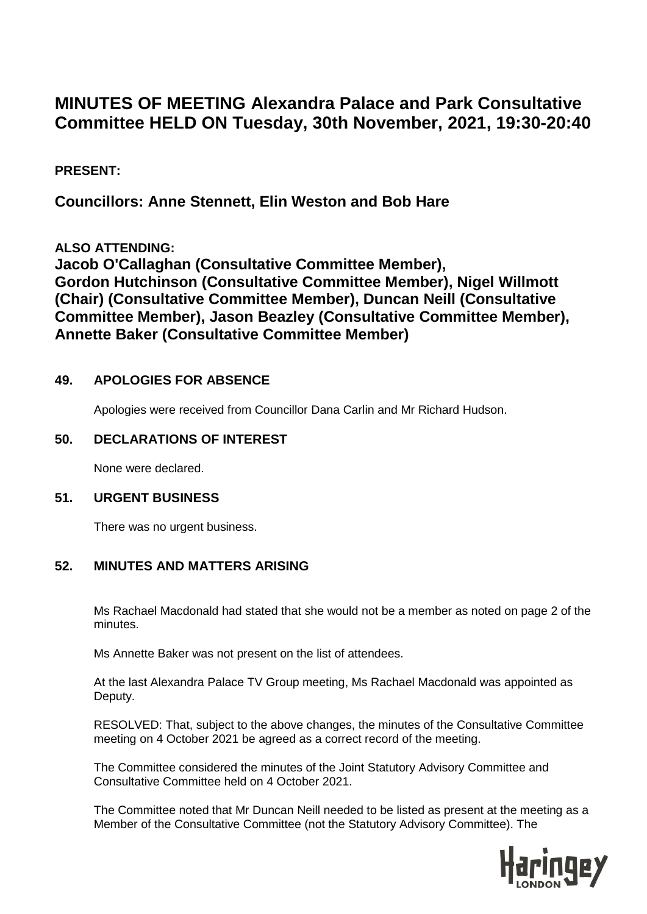# MINUTES OF MEETING Alexandra Palace and Park Consultative Committee HELD ON Tuesday, 30th November, 2021, 19:30-20:40

**PRESENT:**

**Councillors: Anne Stennett, Elin Weston and Bob Hare**

**ALSO ATTENDING:**

**Jacob O'Callaghan (Consultative Committee Member), Gordon Hutchinson (Consultative Committee Member), Nigel Willmott (Chair) (Consultative Committee Member), Duncan Neill (Consultative Committee Member), Jason Beazley (Consultative Committee Member), Annette Baker (Consultative Committee Member)**

## 49. APOLOGIES FOR ABSENCE

Apologies were received from Councillor Dana Carlin and Mr Richard Hudson.

## 50. DECLARATIONS OF INTEREST

None were declared.

## 51. URGENT BUSINESS

There was no urgent business.

## 52. MINUTES AND MATTERS ARISING

Ms Rachael Macdonald had stated that she would not be a member as noted on page 2 of the minutes.

Ms Annette Baker was not present on the list of attendees.

At the last Alexandra Palace TV Group meeting, Ms Rachael Macdonald was appointed as Deputy.

RESOLVED: That, subject to the above changes, the minutes of the Consultative Committee meeting on 4 October 2021 be agreed as a correct record of the meeting.

The Committee considered the minutes of the Joint Statutory Advisory Committee and Consultative Committee held on 4 October 2021.

The Committee noted that Mr Duncan Neill needed to be listed as present at the meeting as a Member of the Consultative Committee (not the Statutory Advisory Committee). The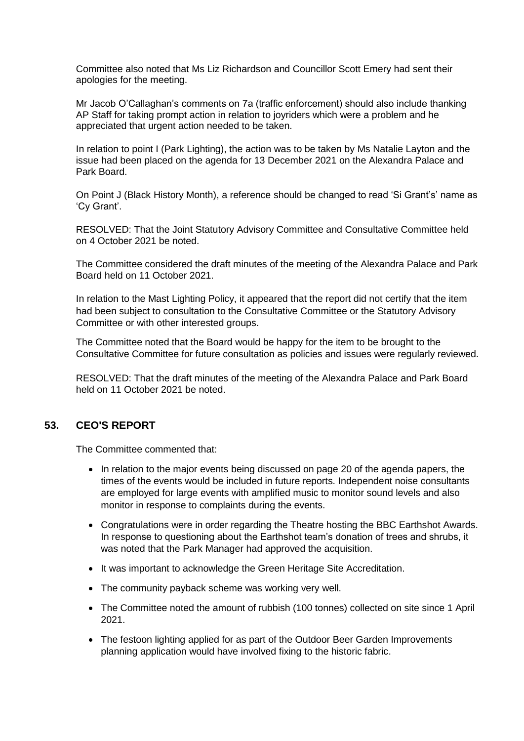Committee also noted that Ms Liz Richardson and Councillor Scott Emery had sent their apologies for the meeting.

Mr Jacob O'Callaghan's comments on 7a (traffic enforcement) should also include thanking AP Staff for taking prompt action in relation to joyriders which were a problem and he appreciated that urgent action needed to be taken.

In relation to point I (Park Lighting), the action was to be taken by Ms Natalie Layton and the issue had been placed on the agenda for 13 December 2021 on the Alexandra Palace and Park Board.

On Point J (Black History Month), a reference should be changed to read 'Si Grant's' name as 'Cy Grant'.

RESOLVED: That the Joint Statutory Advisory Committee and Consultative Committee held on 4 October 2021 be noted.

The Committee considered the draft minutes of the meeting of the Alexandra Palace and Park Board held on 11 October 2021.

In relation to the Mast Lighting Policy, it appeared that the report did not certify that the item had been subject to consultation to the Consultative Committee or the Statutory Advisory Committee or with other interested groups.

The Committee noted that the Board would be happy for the item to be brought to the Consultative Committee for future consultation as policies and issues were regularly reviewed.

RESOLVED: That the draft minutes of the meeting of the Alexandra Palace and Park Board held on 11 October 2021 be noted.

## 53. CEO'S REPORT

The Committee commented that:

- In relation to the major events being discussed on page 20 of the agenda papers, the times of the events would be included in future reports. Independent noise consultants are employed for large events with amplified music to monitor sound levels and also monitor in response to complaints during the events.
- Congratulations were in order regarding the Theatre hosting the BBC Earthshot Awards. In response to questioning about the Earthshot team's donation of trees and shrubs, it was noted that the Park Manager had approved the acquisition.
- It was important to acknowledge the Green Heritage Site Accreditation.
- The community payback scheme was working very well.
- The Committee noted the amount of rubbish (100 tonnes) collected on site since 1 April 2021.
- The festoon lighting applied for as part of the Outdoor Beer Garden Improvements planning application would have involved fixing to the historic fabric.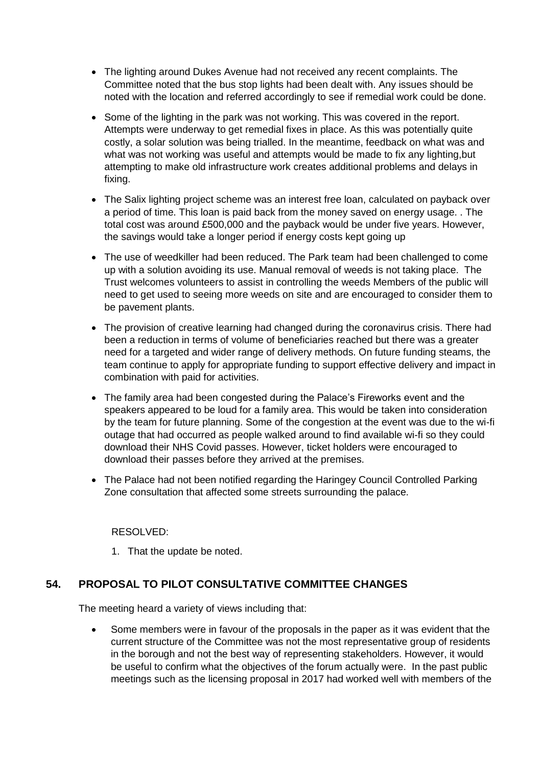- The lighting around Dukes Avenue had not received any recent complaints. The Committee noted that the bus stop lights had been dealt with. Any issues should be noted with the location and referred accordingly to see if remedial work could be done.
- Some of the lighting in the park was not working. This was covered in the report. Attempts were underway to get remedial fixes in place. As this was potentially quite costly, a solar solution was being trialled. In the meantime, feedback on what was and what was not working was useful and attempts would be made to fix any lighting,but attempting to make old infrastructure work creates additional problems and delays in fixing.
- The Salix lighting project scheme was an interest free loan, calculated on payback over a period of time. This loan is paid back from the money saved on energy usage. . The total cost was around £500,000 and the payback would be under five years. However, the savings would take a longer period if energy costs kept going up
- The use of weedkiller had been reduced. The Park team had been challenged to come up with a solution avoiding its use. Manual removal of weeds is not taking place. The Trust welcomes volunteers to assist in controlling the weeds Members of the public will need to get used to seeing more weeds on site and are encouraged to consider them to be pavement plants.
- The provision of creative learning had changed during the coronavirus crisis. There had been a reduction in terms of volume of beneficiaries reached but there was a greater need for a targeted and wider range of delivery methods. On future funding steams, the team continue to apply for appropriate funding to support effective delivery and impact in combination with paid for activities.
- The family area had been congested during the Palace's Fireworks event and the speakers appeared to be loud for a family area. This would be taken into consideration by the team for future planning. Some of the congestion at the event was due to the wi-fi outage that had occurred as people walked around to find available wi-fi so they could download their NHS Covid passes. However, ticket holders were encouraged to download their passes before they arrived at the premises.
- The Palace had not been notified regarding the Haringey Council Controlled Parking Zone consultation that affected some streets surrounding the palace.

RESOLVED:

1. That the update be noted.

## 54. PROPOSAL TO PILOT CONSULTATIVE COMMITTEE CHANGES

The meeting heard a variety of views including that:

- Some members were in favour of the proposals in the paper as it was evident that the current structure of the Committee was not the most representative group of residents in the borough and not the best way of representing stakeholders. However, it would be useful to confirm what the objectives of the forum actually were. In the past public meetings such as the licensing proposal in 2017 had worked well with members of the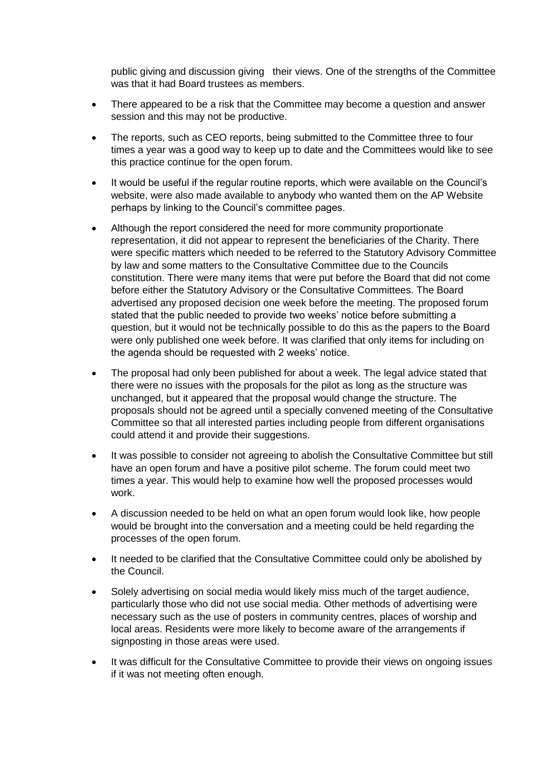public giving and discussion giving their views. One of the strengths of the Committee was that it had Board trustees as members.

- There appeared to be a risk that the Committee may become a question and answer session and this may not be productive.
- The reports, such as CEO reports, being submitted to the Committee three to four times a year was a good way to keep up to date and the Committees would like to see this practice continue for the open forum.
- It would be useful if the regular routine reports, which were available on the Council's website, were also made available to anybody who wanted them on the AP Website perhaps by linking to the Council's committee pages.
- Although the report considered the need for more community proportionate representation, it did not appear to represent the beneficiaries of the Charity. There were specific matters which needed to be referred to the Statutory Advisory Committee by law and some matters to the Consultative Committee due to the Councils constitution. There were many items that were put before the Board that did not come before either the Statutory Advisory or the Consultative Committees. The Board advertised any proposed decision one week before the meeting. The proposed forum stated that the public needed to provide two weeks' notice before submitting a question, but it would not be technically possible to do this as the papers to the Board were only published one week before. It was clarified that only items for including on the agenda should be requested with 2 weeks' notice.
- The proposal had only been published for about a week. The legal advice stated that there were no issues with the proposals for the pilot as long as the structure was unchanged, but it appeared that the proposal would change the structure. The proposals should not be agreed until a specially convened meeting of the Consultative Committee so that all interested parties including people from different organisations could attend it and provide their suggestions.
- It was possible to consider not agreeing to abolish the Consultative Committee but still have an open forum and have a positive pilot scheme. The forum could meet two times a year. This would help to examine how well the proposed processes would work.
- A discussion needed to be held on what an open forum would look like, how people would be brought into the conversation and a meeting could be held regarding the processes of the open forum.
- It needed to be clarified that the Consultative Committee could only be abolished by the Council.
- Solely advertising on social media would likely miss much of the target audience, particularly those who did not use social media. Other methods of advertising were necessary such as the use of posters in community centres, places of worship and local areas. Residents were more likely to become aware of the arrangements if signposting in those areas were used.
- It was difficult for the Consultative Committee to provide their views on ongoing issues if it was not meeting often enough.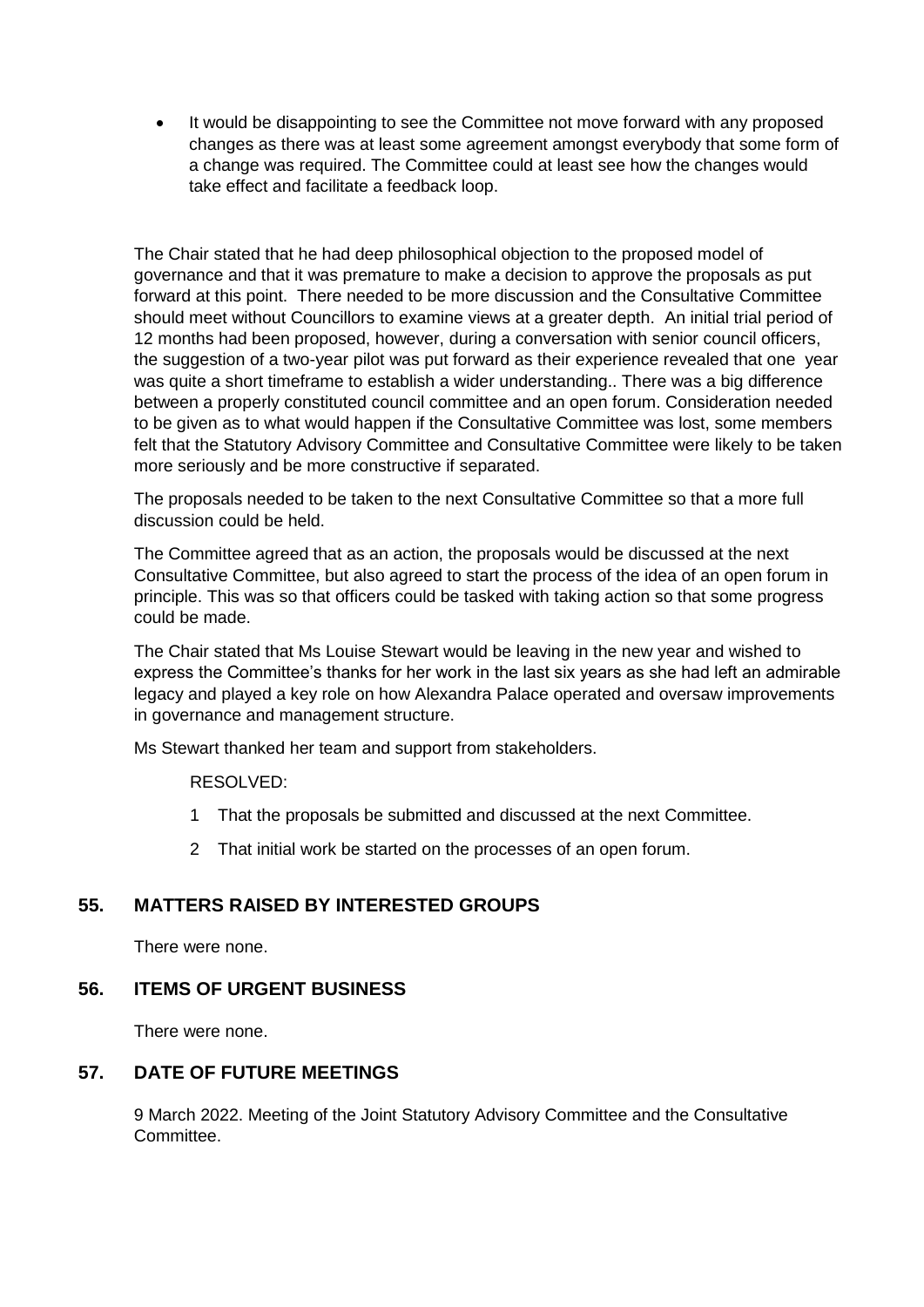- It would be disappointing to see the Committee not move forward with any proposed changes as there was at least some agreement amongst everybody that some form of a change was required. The Committee could at least see how the changes would take effect and facilitate a feedback loop.

The Chair stated that he had deep philosophical objection to the proposed model of governance and that it was premature to make a decision to approve the proposals as put forward at this point. There needed to be more discussion and the Consultative Committee should meet without Councillors to examine views at a greater depth. An initial trial period of 12 months had been proposed, however, during a conversation with senior council officers, the suggestion of a two-year pilot was put forward as their experience revealed that one year was quite a short timeframe to establish a wider understanding.. There was a big difference between a properly constituted council committee and an open forum. Consideration needed to be given as to what would happen if the Consultative Committee was lost, some members felt that the Statutory Advisory Committee and Consultative Committee were likely to be taken more seriously and be more constructive if separated.

The proposals needed to be taken to the next Consultative Committee so that a more full discussion could be held.

The Committee agreed that as an action, the proposals would be discussed at the next Consultative Committee, but also agreed to start the process of the idea of an open forum in principle. This was so that officers could be tasked with taking action so that some progress could be made.

The Chair stated that Ms Louise Stewart would be leaving in the new year and wished to express the Committee's thanks for her work in the last six years as she had left an admirable legacy and played a key role on how Alexandra Palace operated and oversaw improvements in governance and management structure.

Ms Stewart thanked her team and support from stakeholders.

RESOLVED:

1. That the proposals be submitted and discussed at the next Committee.
2. That initial work be started on the processes of an open forum.

## 55. MATTERS RAISED BY INTERESTED GROUPS

There were none.

## 56. ITEMS OF URGENT BUSINESS

There were none.

## 57. DATE OF FUTURE MEETINGS

9 March 2022. Meeting of the Joint Statutory Advisory Committee and the Consultative Committee.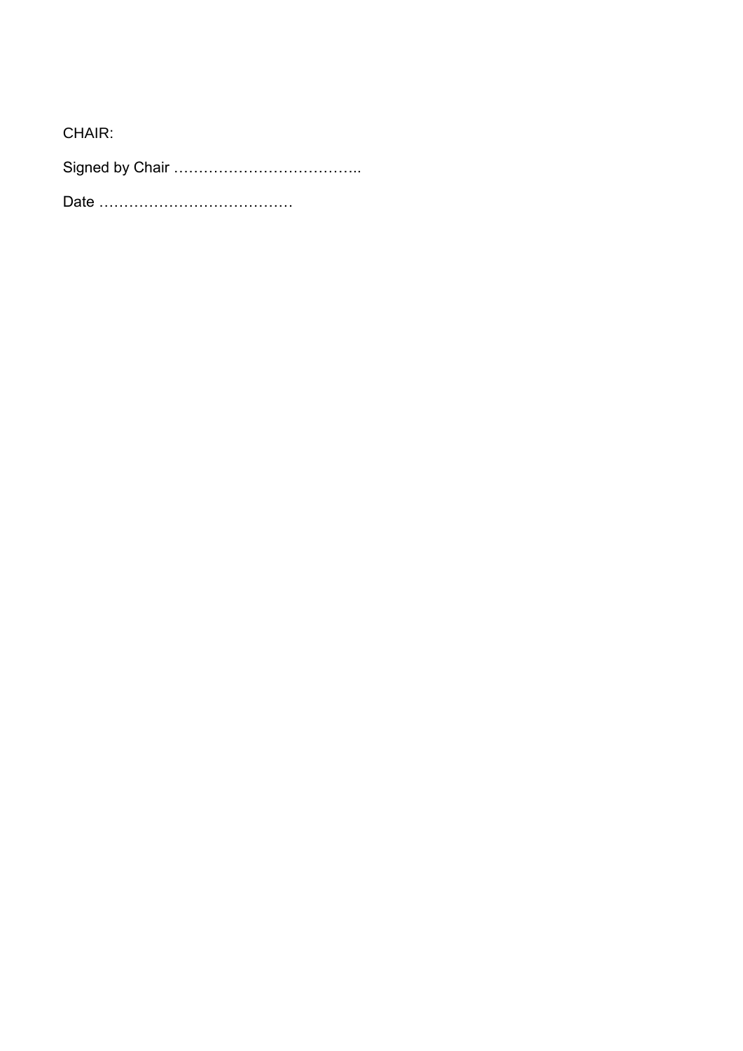CHAIR:

Signed by Chair ………………………………..

Date …………………………………